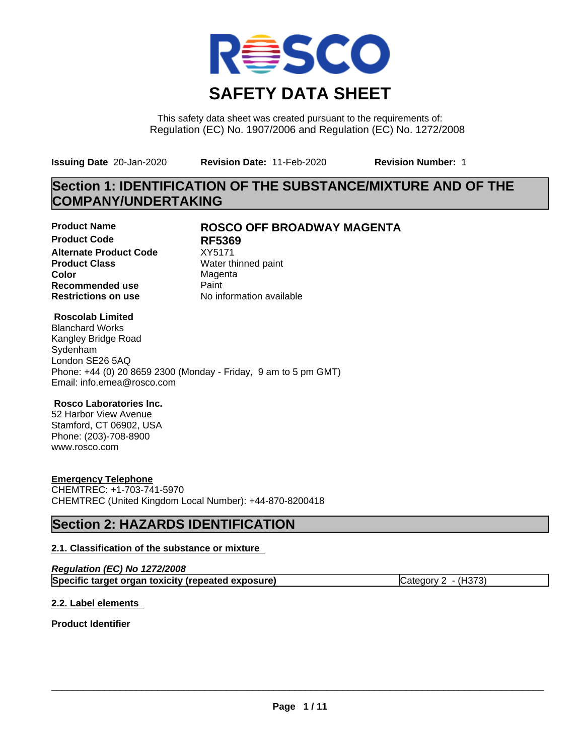# SAFETY DATA SHEET

This safety data sheet was created pursuant to the requirements of:
Regulation (EC) No. 1907/2006 and Regulation (EC) No. 1272/2008

**Issuing Date** 20-Jan-2020 **Revision Date:** 11-Feb-2020 **Revision Number:** 1

## Section 1: IDENTIFICATION OF THE SUBSTANCE/MIXTURE AND OF THE COMPANY/UNDERTAKING

| | |
|---|---|
| **Product Name** | **ROSCO OFF BROADWAY MAGENTA** |
| **Product Code** | **RF5369** |
| **Alternate Product Code** | XY5171 |
| **Product Class** | Water thinned paint |
| **Color** | Magenta |
| **Recommended use** | Paint |
| **Restrictions on use** | No information available |

**Roscolab Limited**
Blanchard Works
Kangley Bridge Road
Sydenham
London SE26 5AQ
Phone: +44 (0) 20 8659 2300 (Monday - Friday, 9 am to 5 pm GMT)
Email: info.emea@rosco.com

**Rosco Laboratories Inc.**
52 Harbor View Avenue
Stamford, CT 06902, USA
Phone: (203)-708-8900
www.rosco.com

**Emergency Telephone**
CHEMTREC: +1-703-741-5970
CHEMTREC (United Kingdom Local Number): +44-870-8200418

## Section 2: HAZARDS IDENTIFICATION

### 2.1. Classification of the substance or mixture

***Regulation (EC) No 1272/2008***

| | |
|---|---|
| **Specific target organ toxicity (repeated exposure)** | Category 2 - (H373) |

### 2.2. Label elements

**Product Identifier**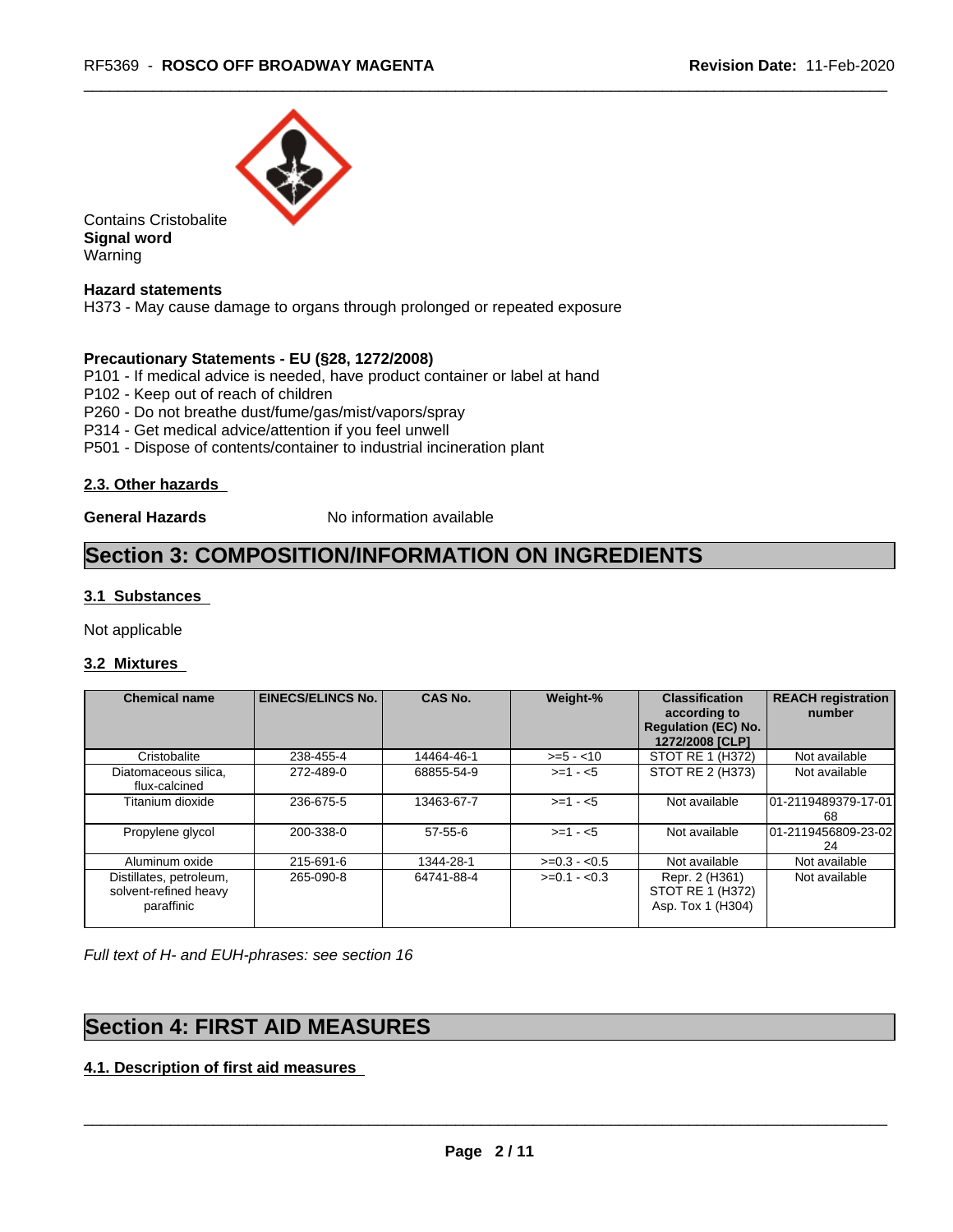Contains Cristobalite

**Signal word**

Warning

**Hazard statements**

H373 - May cause damage to organs through prolonged or repeated exposure

**Precautionary Statements - EU (§28, 1272/2008)**

P101 - If medical advice is needed, have product container or label at hand

P102 - Keep out of reach of children

P260 - Do not breathe dust/fume/gas/mist/vapors/spray

P314 - Get medical advice/attention if you feel unwell

P501 - Dispose of contents/container to industrial incineration plant

### 2.3. Other hazards

**General Hazards** No information available

## Section 3: COMPOSITION/INFORMATION ON INGREDIENTS

### 3.1 Substances

Not applicable

### 3.2 Mixtures

| Chemical name | EINECS/ELINCS No. | CAS No. | Weight-% | Classification according to Regulation (EC) No. 1272/2008 [CLP] | REACH registration number |
|---|---|---|---|---|---|
| Cristobalite | 238-455-4 | 14464-46-1 | >=5 - <10 | STOT RE 1 (H372) | Not available |
| Diatomaceous silica, flux-calcined | 272-489-0 | 68855-54-9 | >=1 - <5 | STOT RE 2 (H373) | Not available |
| Titanium dioxide | 236-675-5 | 13463-67-7 | >=1 - <5 | Not available | 01-2119489379-17-0168 |
| Propylene glycol | 200-338-0 | 57-55-6 | >=1 - <5 | Not available | 01-2119456809-23-0224 |
| Aluminum oxide | 215-691-6 | 1344-28-1 | >=0.3 - <0.5 | Not available | Not available |
| Distillates, petroleum, solvent-refined heavy paraffinic | 265-090-8 | 64741-88-4 | >=0.1 - <0.3 | Repr. 2 (H361) STOT RE 1 (H372) Asp. Tox 1 (H304) | Not available |

*Full text of H- and EUH-phrases: see section 16*

## Section 4: FIRST AID MEASURES

### 4.1. Description of first aid measures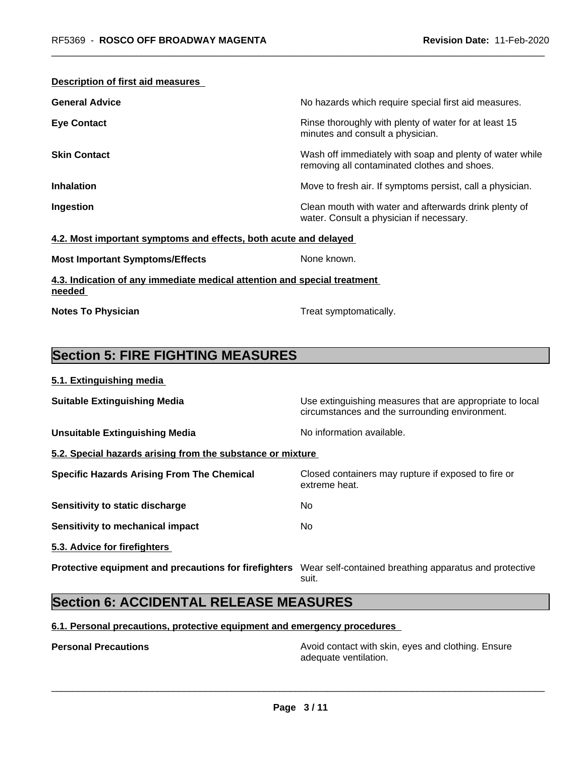**Description of first aid measures**

| | |
|---|---|
| **General Advice** | No hazards which require special first aid measures. |
| **Eye Contact** | Rinse thoroughly with plenty of water for at least 15 minutes and consult a physician. |
| **Skin Contact** | Wash off immediately with soap and plenty of water while removing all contaminated clothes and shoes. |
| **Inhalation** | Move to fresh air. If symptoms persist, call a physician. |
| **Ingestion** | Clean mouth with water and afterwards drink plenty of water. Consult a physician if necessary. |

**4.2. Most important symptoms and effects, both acute and delayed**

| | |
|---|---|
| **Most Important Symptoms/Effects** | None known. |

**4.3. Indication of any immediate medical attention and special treatment needed**

| | |
|---|---|
| **Notes To Physician** | Treat symptomatically. |

## Section 5: FIRE FIGHTING MEASURES

**5.1. Extinguishing media**

| | |
|---|---|
| **Suitable Extinguishing Media** | Use extinguishing measures that are appropriate to local circumstances and the surrounding environment. |
| **Unsuitable Extinguishing Media** | No information available. |

**5.2. Special hazards arising from the substance or mixture**

| | |
|---|---|
| **Specific Hazards Arising From The Chemical** | Closed containers may rupture if exposed to fire or extreme heat. |
| **Sensitivity to static discharge** | No |
| **Sensitivity to mechanical impact** | No |

**5.3. Advice for firefighters**

| | |
|---|---|
| **Protective equipment and precautions for firefighters** | Wear self-contained breathing apparatus and protective suit. |

## Section 6: ACCIDENTAL RELEASE MEASURES

**6.1. Personal precautions, protective equipment and emergency procedures**

| | |
|---|---|
| **Personal Precautions** | Avoid contact with skin, eyes and clothing. Ensure adequate ventilation. |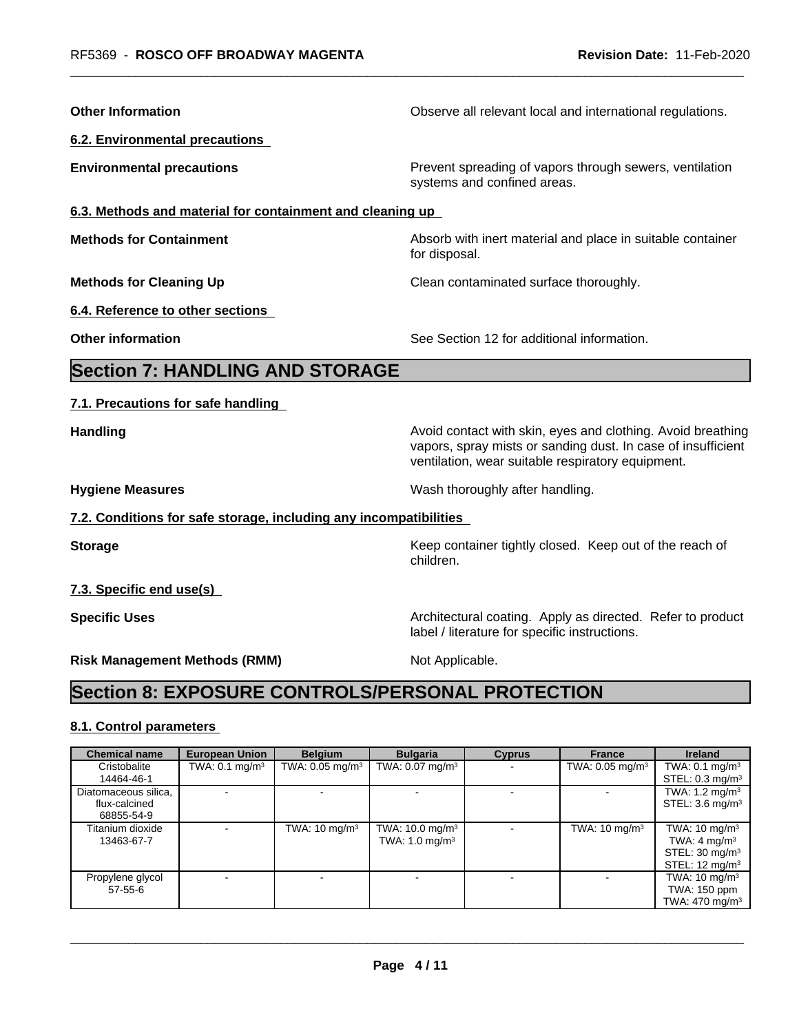**Other Information** Observe all relevant local and international regulations.

### 6.2. Environmental precautions

**Environmental precautions** Prevent spreading of vapors through sewers, ventilation systems and confined areas.

### 6.3. Methods and material for containment and cleaning up

**Methods for Containment** Absorb with inert material and place in suitable container for disposal.

**Methods for Cleaning Up** Clean contaminated surface thoroughly.

### 6.4. Reference to other sections

**Other information** See Section 12 for additional information.

## Section 7: HANDLING AND STORAGE

### 7.1. Precautions for safe handling

**Handling** Avoid contact with skin, eyes and clothing. Avoid breathing vapors, spray mists or sanding dust. In case of insufficient ventilation, wear suitable respiratory equipment.

**Hygiene Measures** Wash thoroughly after handling.

### 7.2. Conditions for safe storage, including any incompatibilities

**Storage** Keep container tightly closed. Keep out of the reach of children.

### 7.3. Specific end use(s)

**Specific Uses** Architectural coating. Apply as directed. Refer to product label / literature for specific instructions.

**Risk Management Methods (RMM)** Not Applicable.

## Section 8: EXPOSURE CONTROLS/PERSONAL PROTECTION

### 8.1. Control parameters

| Chemical name | European Union | Belgium | Bulgaria | Cyprus | France | Ireland |
|---|---|---|---|---|---|---|
| Cristobalite 14464-46-1 | TWA: 0.1 mg/m³ | TWA: 0.05 mg/m³ | TWA: 0.07 mg/m³ | - | TWA: 0.05 mg/m³ | TWA: 0.1 mg/m³ STEL: 0.3 mg/m³ |
| Diatomaceous silica, flux-calcined 68855-54-9 | - | - | - | - | - | TWA: 1.2 mg/m³ STEL: 3.6 mg/m³ |
| Titanium dioxide 13463-67-7 | - | TWA: 10 mg/m³ | TWA: 10.0 mg/m³ TWA: 1.0 mg/m³ | - | TWA: 10 mg/m³ | TWA: 10 mg/m³ TWA: 4 mg/m³ STEL: 30 mg/m³ STEL: 12 mg/m³ |
| Propylene glycol 57-55-6 | - | - | - | - | - | TWA: 10 mg/m³ TWA: 150 ppm TWA: 470 mg/m³ |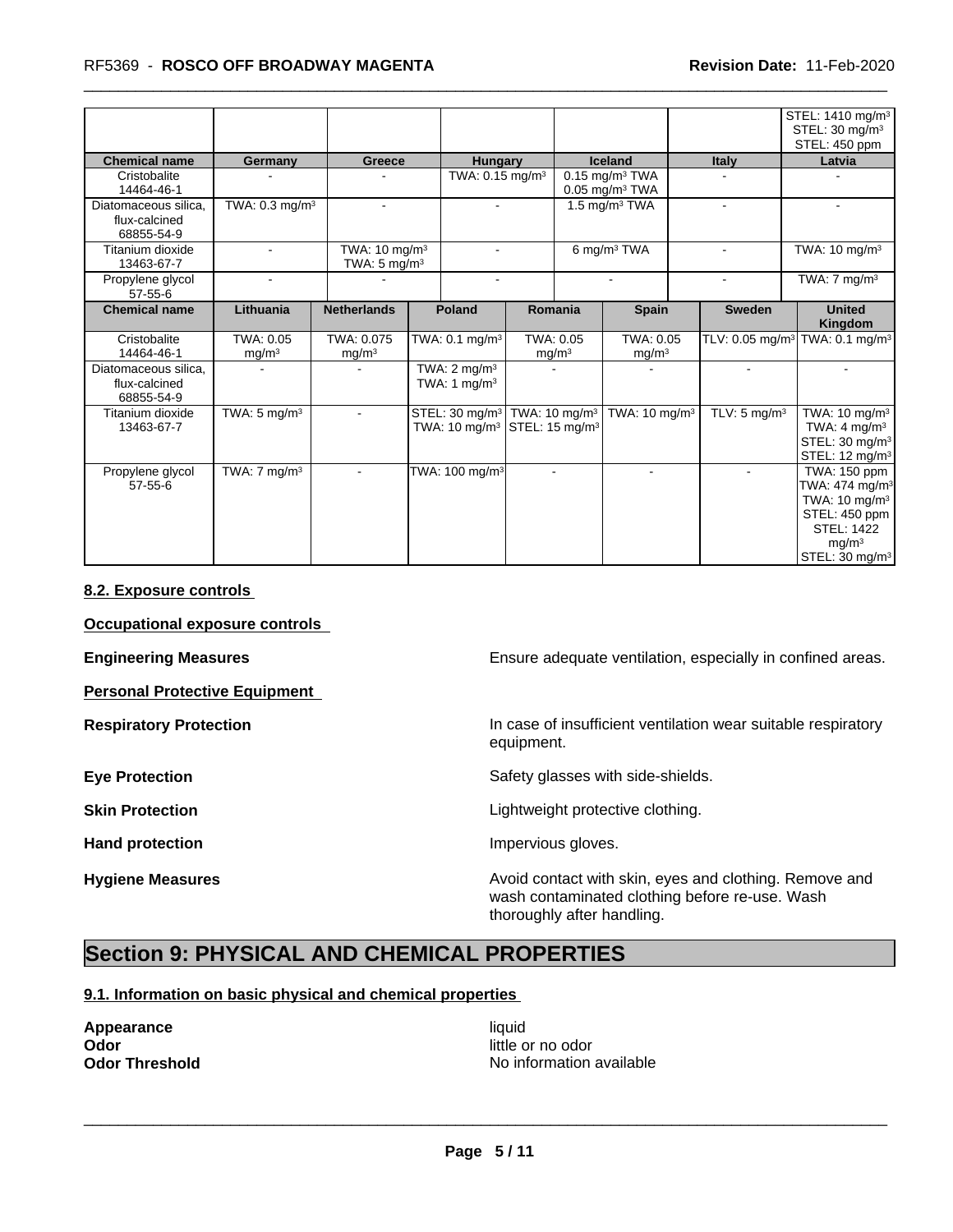| | | | | | | STEL: 1410 mg/m³<br>STEL: 30 mg/m³<br>STEL: 450 ppm |
|---|---|---|---|---|---|---|
| **Chemical name** | **Germany** | **Greece** | **Hungary** | **Iceland** | **Italy** | **Latvia** |
| Cristobalite<br>14464-46-1 | - | - | TWA: 0.15 mg/m³ | 0.15 mg/m³ TWA<br>0.05 mg/m³ TWA | - | - |
| Diatomaceous silica, flux-calcined<br>68855-54-9 | TWA: 0.3 mg/m³ | - | - | 1.5 mg/m³ TWA | - | - |
| Titanium dioxide<br>13463-67-7 | - | TWA: 10 mg/m³<br>TWA: 5 mg/m³ | - | 6 mg/m³ TWA | - | TWA: 10 mg/m³ |
| Propylene glycol<br>57-55-6 | - | - | - | - | - | TWA: 7 mg/m³ |

| Chemical name | Lithuania | Netherlands | Poland | Romania | Spain | Sweden | United Kingdom |
|---|---|---|---|---|---|---|---|
| Cristobalite<br>14464-46-1 | TWA: 0.05 mg/m³ | TWA: 0.075 mg/m³ | TWA: 0.1 mg/m³ | TWA: 0.05 mg/m³ | TWA: 0.05 mg/m³ | TLV: 0.05 mg/m³ | TWA: 0.1 mg/m³ |
| Diatomaceous silica, flux-calcined<br>68855-54-9 | - | - | TWA: 2 mg/m³<br>TWA: 1 mg/m³ | - | - | - | - |
| Titanium dioxide<br>13463-67-7 | TWA: 5 mg/m³ | - | STEL: 30 mg/m³<br>TWA: 10 mg/m³ | TWA: 10 mg/m³<br>STEL: 15 mg/m³ | TWA: 10 mg/m³ | TLV: 5 mg/m³ | TWA: 10 mg/m³<br>TWA: 4 mg/m³<br>STEL: 30 mg/m³<br>STEL: 12 mg/m³ |
| Propylene glycol<br>57-55-6 | TWA: 7 mg/m³ | - | TWA: 100 mg/m³ | - | - | - | TWA: 150 ppm<br>TWA: 474 mg/m³<br>TWA: 10 mg/m³<br>STEL: 450 ppm<br>STEL: 1422 mg/m³<br>STEL: 30 mg/m³ |

### 8.2. Exposure controls

**Occupational exposure controls**

**Engineering Measures** Ensure adequate ventilation, especially in confined areas.

**Personal Protective Equipment**

**Respiratory Protection** In case of insufficient ventilation wear suitable respiratory equipment.

**Eye Protection** Safety glasses with side-shields.

**Skin Protection** Lightweight protective clothing.

**Hand protection** Impervious gloves.

**Hygiene Measures** Avoid contact with skin, eyes and clothing. Remove and wash contaminated clothing before re-use. Wash thoroughly after handling.

## Section 9: PHYSICAL AND CHEMICAL PROPERTIES

### 9.1. Information on basic physical and chemical properties

**Appearance** liquid
**Odor** little or no odor
**Odor Threshold** No information available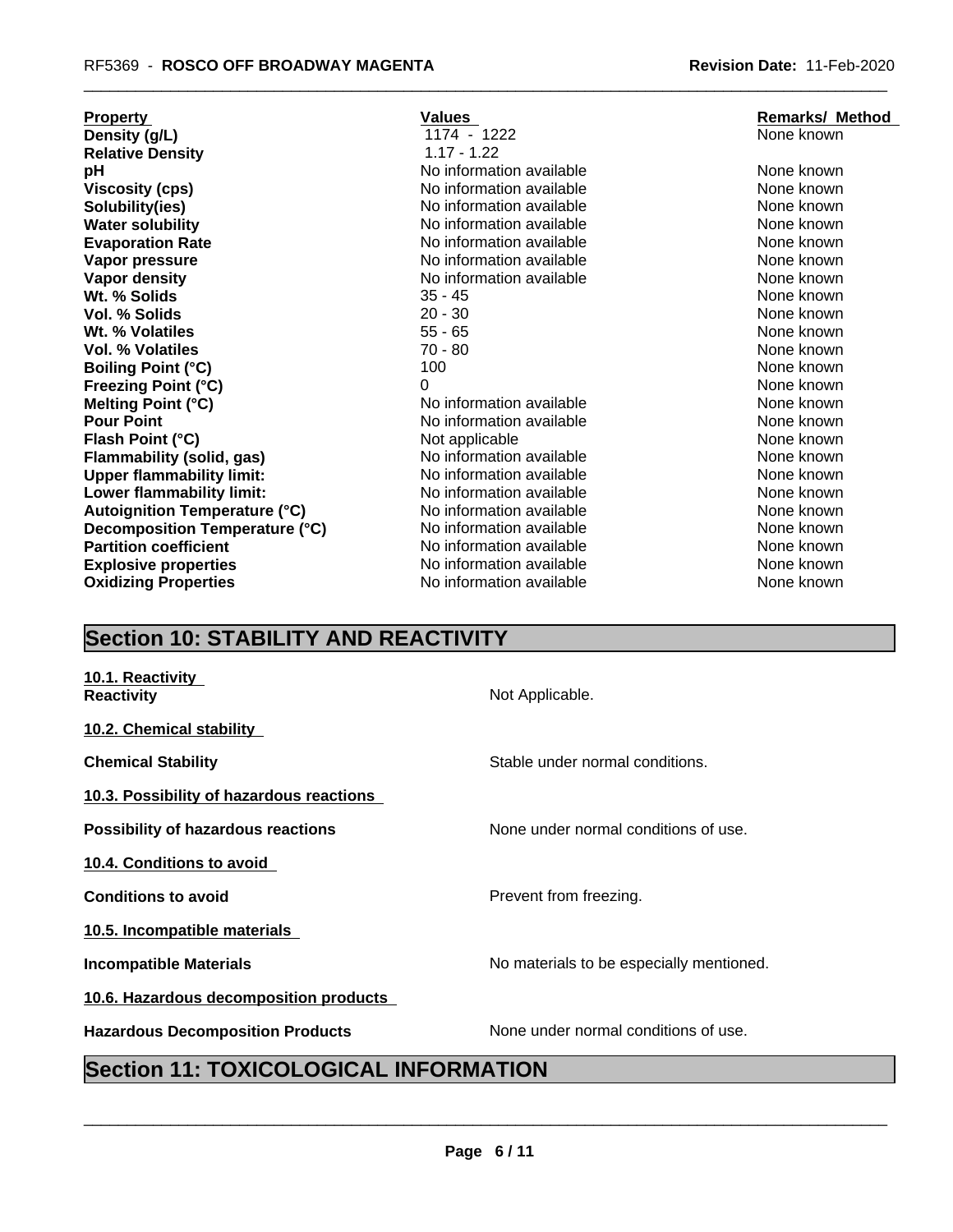| Property | Values | Remarks/ Method |
|---|---|---|
| **Density (g/L)** | 1174 - 1222 | None known |
| **Relative Density** | 1.17 - 1.22 | |
| **pH** | No information available | None known |
| **Viscosity (cps)** | No information available | None known |
| **Solubility(ies)** | No information available | None known |
| **Water solubility** | No information available | None known |
| **Evaporation Rate** | No information available | None known |
| **Vapor pressure** | No information available | None known |
| **Vapor density** | No information available | None known |
| **Wt. % Solids** | 35 - 45 | None known |
| **Vol. % Solids** | 20 - 30 | None known |
| **Wt. % Volatiles** | 55 - 65 | None known |
| **Vol. % Volatiles** | 70 - 80 | None known |
| **Boiling Point (°C)** | 100 | None known |
| **Freezing Point (°C)** | 0 | None known |
| **Melting Point (°C)** | No information available | None known |
| **Pour Point** | No information available | None known |
| **Flash Point (°C)** | Not applicable | None known |
| **Flammability (solid, gas)** | No information available | None known |
| **Upper flammability limit:** | No information available | None known |
| **Lower flammability limit:** | No information available | None known |
| **Autoignition Temperature (°C)** | No information available | None known |
| **Decomposition Temperature (°C)** | No information available | None known |
| **Partition coefficient** | No information available | None known |
| **Explosive properties** | No information available | None known |
| **Oxidizing Properties** | No information available | None known |

## Section 10: STABILITY AND REACTIVITY

**10.1. Reactivity**

**Reactivity** Not Applicable.

**10.2. Chemical stability**

**Chemical Stability** Stable under normal conditions.

**10.3. Possibility of hazardous reactions**

**Possibility of hazardous reactions** None under normal conditions of use.

**10.4. Conditions to avoid**

**Conditions to avoid** Prevent from freezing.

**10.5. Incompatible materials**

**Incompatible Materials** No materials to be especially mentioned.

**10.6. Hazardous decomposition products**

**Hazardous Decomposition Products** None under normal conditions of use.

## Section 11: TOXICOLOGICAL INFORMATION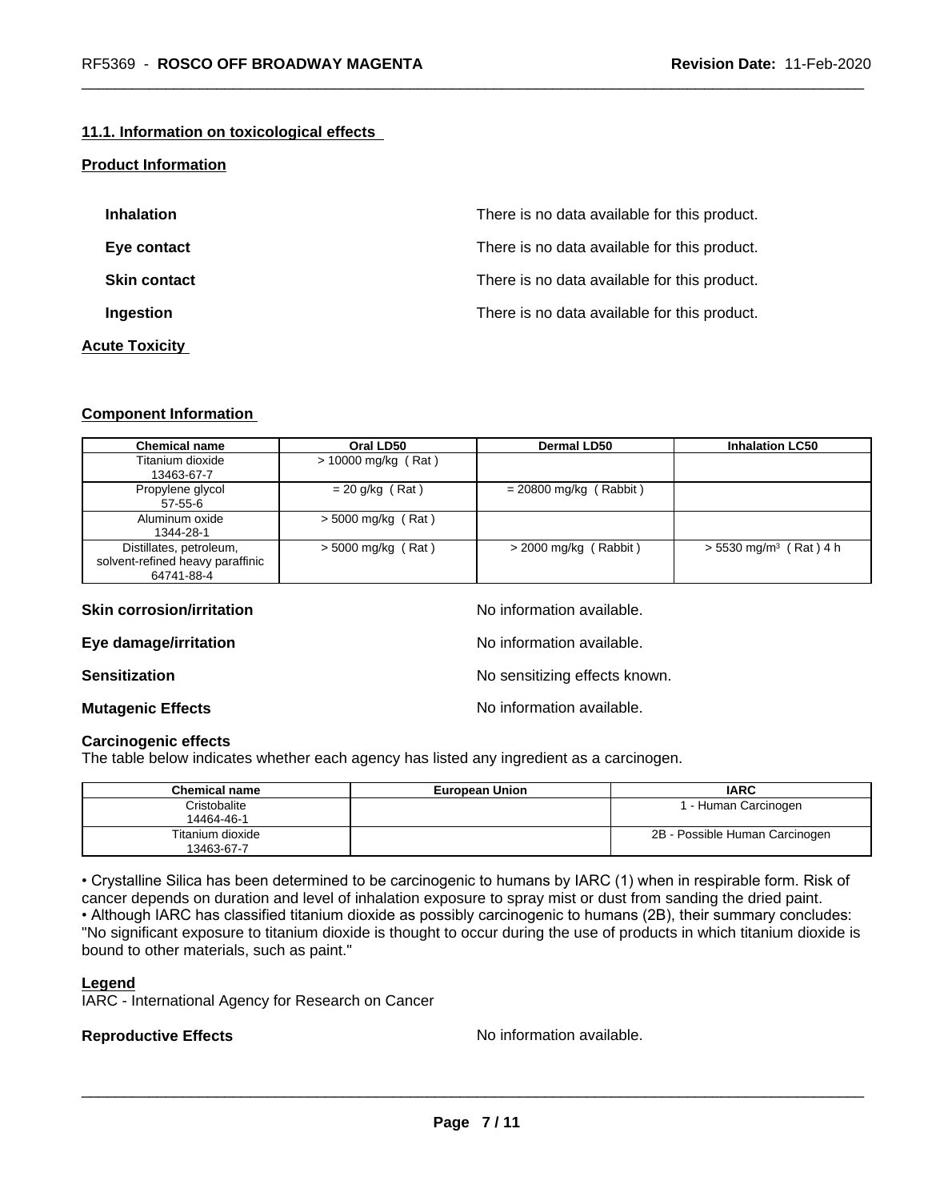### 11.1. Information on toxicological effects

#### Product Information

**Inhalation** There is no data available for this product.

**Eye contact** There is no data available for this product.

**Skin contact** There is no data available for this product.

**Ingestion** There is no data available for this product.

#### Acute Toxicity

#### Component Information

| Chemical name | Oral LD50 | Dermal LD50 | Inhalation LC50 |
|---|---|---|---|
| Titanium dioxide 13463-67-7 | > 10000 mg/kg ( Rat ) | | |
| Propylene glycol 57-55-6 | = 20 g/kg ( Rat ) | = 20800 mg/kg ( Rabbit ) | |
| Aluminum oxide 1344-28-1 | > 5000 mg/kg ( Rat ) | | |
| Distillates, petroleum, solvent-refined heavy paraffinic 64741-88-4 | > 5000 mg/kg ( Rat ) | > 2000 mg/kg ( Rabbit ) | > 5530 mg/m³ ( Rat ) 4 h |

**Skin corrosion/irritation** No information available.

**Eye damage/irritation** No information available.

**Sensitization** No sensitizing effects known.

**Mutagenic Effects** No information available.

**Carcinogenic effects**
The table below indicates whether each agency has listed any ingredient as a carcinogen.

| Chemical name | European Union | IARC |
|---|---|---|
| Cristobalite 14464-46-1 | | 1 - Human Carcinogen |
| Titanium dioxide 13463-67-7 | | 2B - Possible Human Carcinogen |

• Crystalline Silica has been determined to be carcinogenic to humans by IARC (1) when in respirable form. Risk of cancer depends on duration and level of inhalation exposure to spray mist or dust from sanding the dried paint.
• Although IARC has classified titanium dioxide as possibly carcinogenic to humans (2B), their summary concludes: "No significant exposure to titanium dioxide is thought to occur during the use of products in which titanium dioxide is bound to other materials, such as paint."

**Legend**
IARC - International Agency for Research on Cancer

**Reproductive Effects** No information available.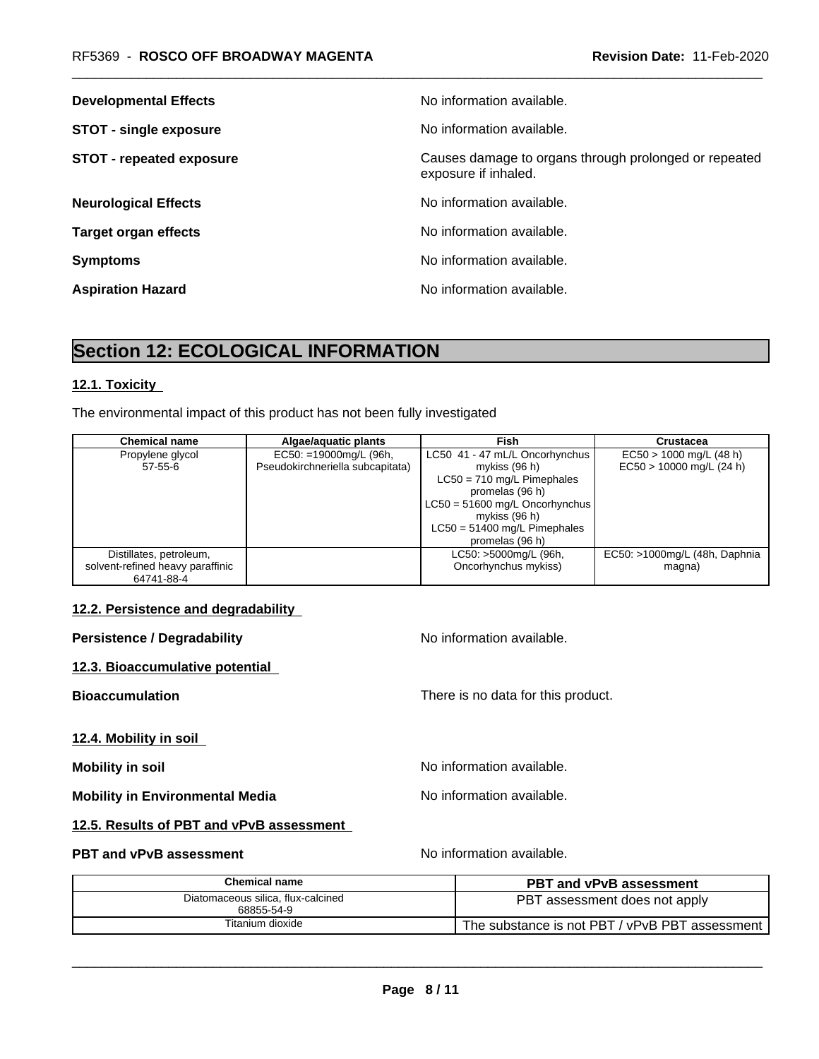| | |
|---|---|
| **Developmental Effects** | No information available. |
| **STOT - single exposure** | No information available. |
| **STOT - repeated exposure** | Causes damage to organs through prolonged or repeated exposure if inhaled. |
| **Neurological Effects** | No information available. |
| **Target organ effects** | No information available. |
| **Symptoms** | No information available. |
| **Aspiration Hazard** | No information available. |

## Section 12: ECOLOGICAL INFORMATION

### 12.1. Toxicity

The environmental impact of this product has not been fully investigated

| Chemical name | Algae/aquatic plants | Fish | Crustacea |
|---|---|---|---|
| Propylene glycol 57-55-6 | EC50: =19000mg/L (96h, Pseudokirchneriella subcapitata) | LC50 41 - 47 mL/L Oncorhynchus mykiss (96 h) LC50 = 710 mg/L Pimephales promelas (96 h) LC50 = 51600 mg/L Oncorhynchus mykiss (96 h) LC50 = 51400 mg/L Pimephales promelas (96 h) | EC50 > 1000 mg/L (48 h) EC50 > 10000 mg/L (24 h) |
| Distillates, petroleum, solvent-refined heavy paraffinic 64741-88-4 | | LC50: >5000mg/L (96h, Oncorhynchus mykiss) | EC50: >1000mg/L (48h, Daphnia magna) |

### 12.2. Persistence and degradability

**Persistence / Degradability** No information available.

### 12.3. Bioaccumulative potential

**Bioaccumulation** There is no data for this product.

### 12.4. Mobility in soil

**Mobility in soil** No information available.

**Mobility in Environmental Media** No information available.

### 12.5. Results of PBT and vPvB assessment

**PBT and vPvB assessment** No information available.

| Chemical name | PBT and vPvB assessment |
|---|---|
| Diatomaceous silica, flux-calcined 68855-54-9 | PBT assessment does not apply |
| Titanium dioxide | The substance is not PBT / vPvB PBT assessment |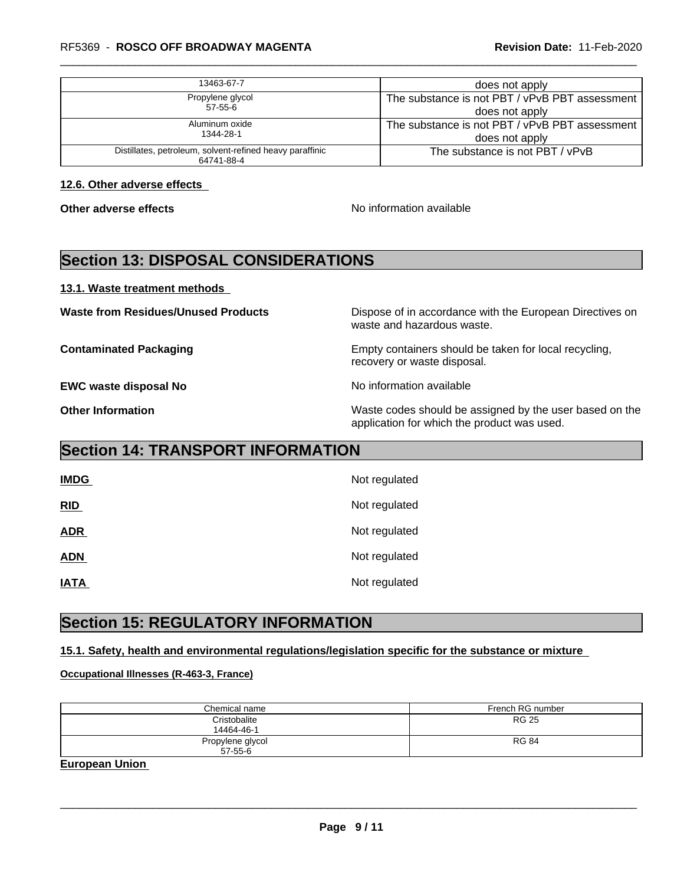| | |
|---|---|
| 13463-67-7 | does not apply |
| Propylene glycol<br>57-55-6 | The substance is not PBT / vPvB PBT assessment does not apply |
| Aluminum oxide<br>1344-28-1 | The substance is not PBT / vPvB PBT assessment does not apply |
| Distillates, petroleum, solvent-refined heavy paraffinic<br>64741-88-4 | The substance is not PBT / vPvB |

### 12.6. Other adverse effects

**Other adverse effects** No information available

## Section 13: DISPOSAL CONSIDERATIONS

### 13.1. Waste treatment methods

**Waste from Residues/Unused Products** Dispose of in accordance with the European Directives on waste and hazardous waste.

**Contaminated Packaging** Empty containers should be taken for local recycling, recovery or waste disposal.

**EWC waste disposal No** No information available

**Other Information** Waste codes should be assigned by the user based on the application for which the product was used.

## Section 14: TRANSPORT INFORMATION

**IMDG** Not regulated

**RID** Not regulated

**ADR** Not regulated

**ADN** Not regulated

**IATA** Not regulated

## Section 15: REGULATORY INFORMATION

### 15.1. Safety, health and environmental regulations/legislation specific for the substance or mixture

**Occupational Illnesses (R-463-3, France)**

| Chemical name | French RG number |
|---|---|
| Cristobalite<br>14464-46-1 | RG 25 |
| Propylene glycol<br>57-55-6 | RG 84 |

**European Union**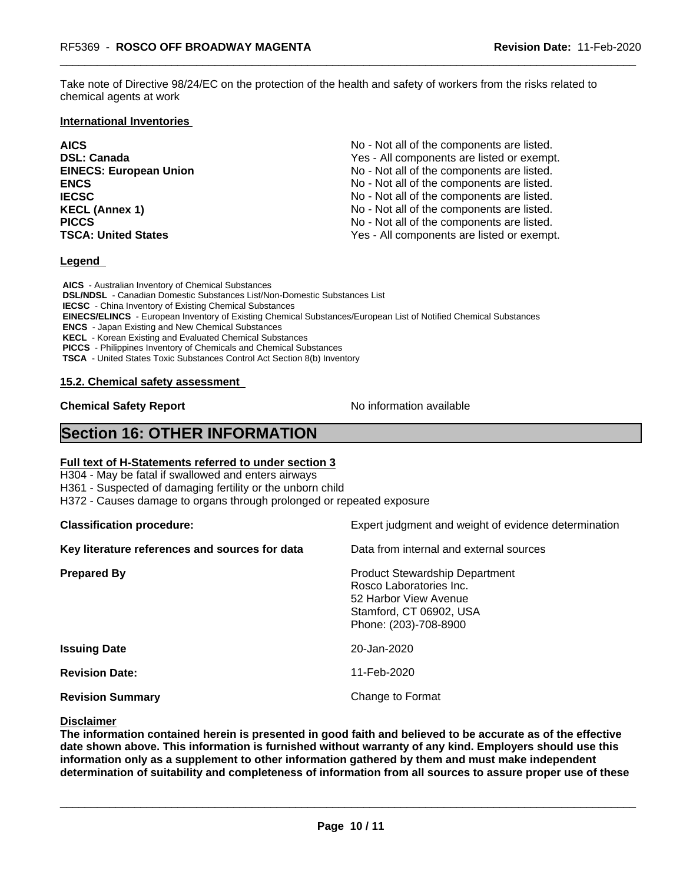Take note of Directive 98/24/EC on the protection of the health and safety of workers from the risks related to chemical agents at work

**International Inventories**

| | |
|---|---|
| **AICS** | No - Not all of the components are listed. |
| **DSL: Canada** | Yes - All components are listed or exempt. |
| **EINECS: European Union** | No - Not all of the components are listed. |
| **ENCS** | No - Not all of the components are listed. |
| **IECSC** | No - Not all of the components are listed. |
| **KECL (Annex 1)** | No - Not all of the components are listed. |
| **PICCS** | No - Not all of the components are listed. |
| **TSCA: United States** | Yes - All components are listed or exempt. |

**Legend**

**AICS** - Australian Inventory of Chemical Substances
**DSL/NDSL** - Canadian Domestic Substances List/Non-Domestic Substances List
**IECSC** - China Inventory of Existing Chemical Substances
**EINECS/ELINCS** - European Inventory of Existing Chemical Substances/European List of Notified Chemical Substances
**ENCS** - Japan Existing and New Chemical Substances
**KECL** - Korean Existing and Evaluated Chemical Substances
**PICCS** - Philippines Inventory of Chemicals and Chemical Substances
**TSCA** - United States Toxic Substances Control Act Section 8(b) Inventory

**15.2. Chemical safety assessment**

**Chemical Safety Report** No information available

# Section 16: OTHER INFORMATION

**Full text of H-Statements referred to under section 3**

H304 - May be fatal if swallowed and enters airways
H361 - Suspected of damaging fertility or the unborn child
H372 - Causes damage to organs through prolonged or repeated exposure

| | |
|---|---|
| **Classification procedure:** | Expert judgment and weight of evidence determination |
| **Key literature references and sources for data** | Data from internal and external sources |
| **Prepared By** | Product Stewardship Department<br>Rosco Laboratories Inc.<br>52 Harbor View Avenue<br>Stamford, CT 06902, USA<br>Phone: (203)-708-8900 |
| **Issuing Date** | 20-Jan-2020 |
| **Revision Date:** | 11-Feb-2020 |
| **Revision Summary** | Change to Format |

**Disclaimer**

**The information contained herein is presented in good faith and believed to be accurate as of the effective date shown above. This information is furnished without warranty of any kind. Employers should use this information only as a supplement to other information gathered by them and must make independent determination of suitability and completeness of information from all sources to assure proper use of these**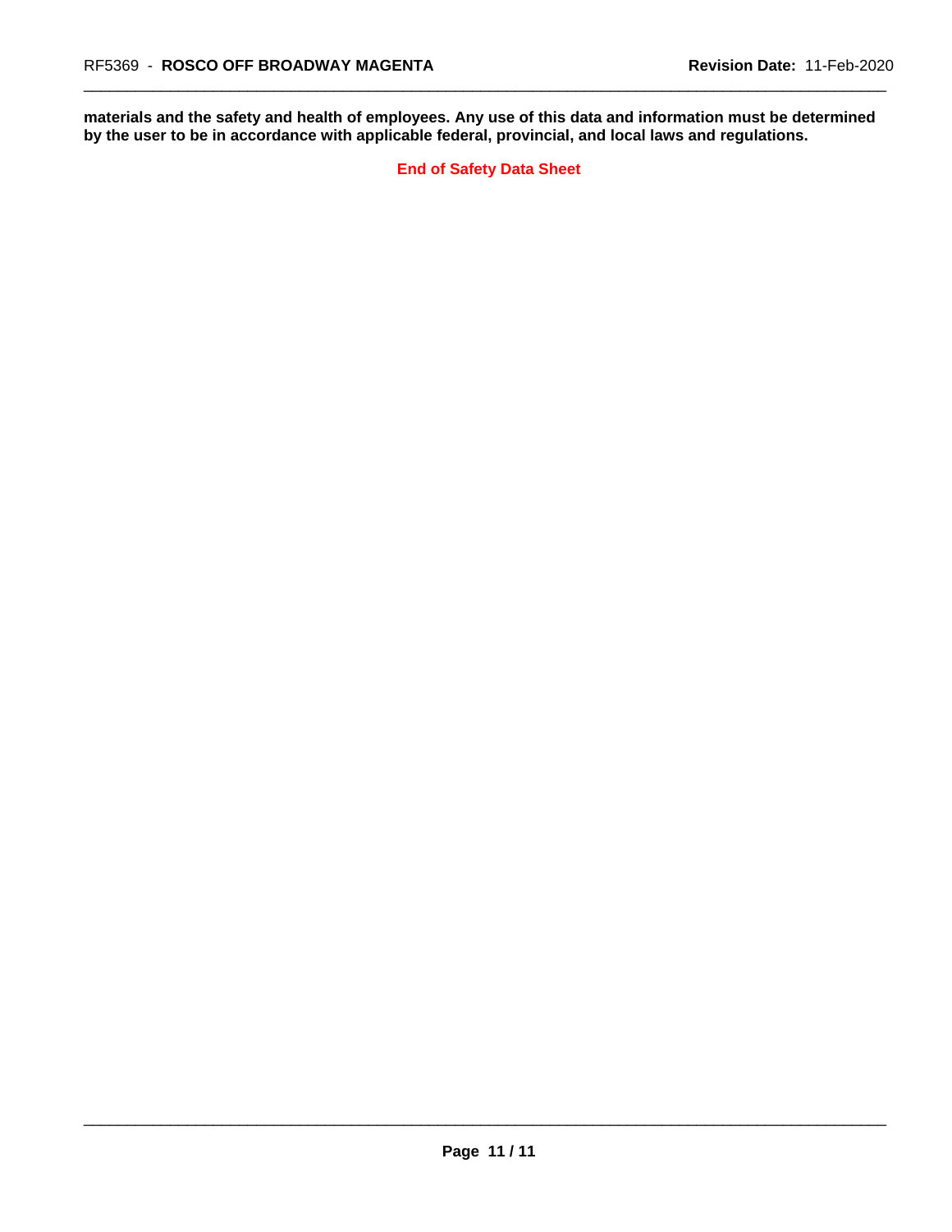**materials and the safety and health of employees. Any use of this data and information must be determined by the user to be in accordance with applicable federal, provincial, and local laws and regulations.**

**End of Safety Data Sheet**